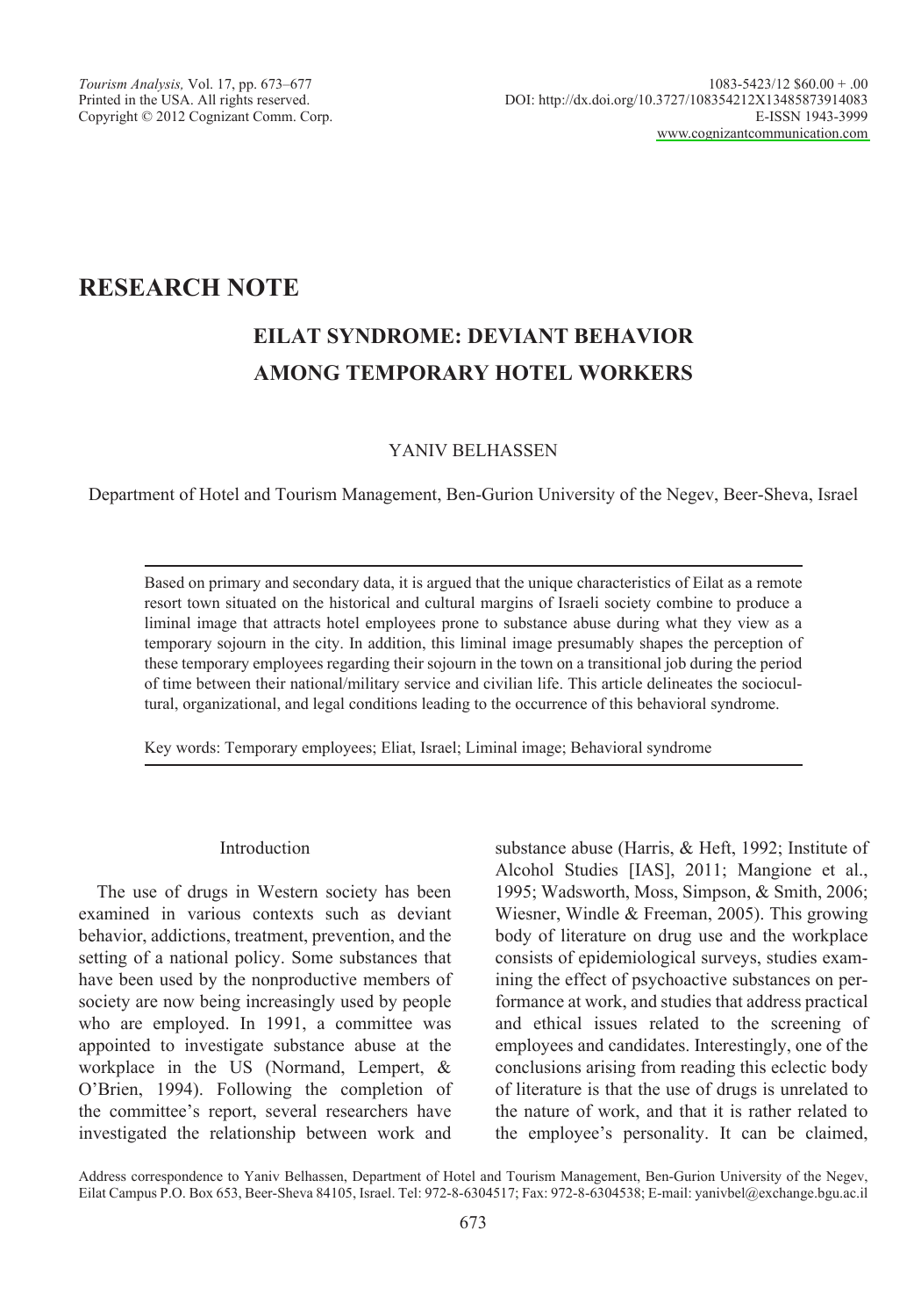# RESEARCH NOTE

## EILAT SYNDROME: DEVIANT BEHAVIOR AMONG TEMPORARY HOTEL WORKERS

YANIV BELHASSEN

Department of Hotel and Tourism Management, Ben-Gurion University of the Negev, Beer-Sheva, Israel

Based on primary and secondary data, it is argued that the unique characteristics of Eilat as a remote resort town situated on the historical and cultural margins of Israeli society combine to produce a liminal image that attracts hotel employees prone to substance abuse during what they view as a temporary sojourn in the city. In addition, this liminal image presumably shapes the perception of these temporary employees regarding their sojourn in the town on a transitional job during the period of time between their national/military service and civilian life. This article delineates the sociocultural, organizational, and legal conditions leading to the occurrence of this behavioral syndrome.

Key words: Temporary employees; Eliat, Israel; Liminal image; Behavioral syndrome

### Introduction

The use of drugs in Western society has been examined in various contexts such as deviant behavior, addictions, treatment, prevention, and the setting of a national policy. Some substances that have been used by the nonproductive members of society are now being increasingly used by people who are employed. In 1991, a committee was appointed to investigate substance abuse at the workplace in the US (Normand, Lempert, & O'Brien, 1994). Following the completion of the committee's report, several researchers have investigated the relationship between work and substance abuse (Harris, & Heft, 1992; Institute of Alcohol Studies [IAS], 2011; Mangione et al., 1995; Wadsworth, Moss, Simpson, & Smith, 2006; Wiesner, Windle & Freeman, 2005). This growing body of literature on drug use and the workplace consists of epidemiological surveys, studies examining the effect of psychoactive substances on performance at work, and studies that address practical and ethical issues related to the screening of employees and candidates. Interestingly, one of the conclusions arising from reading this eclectic body of literature is that the use of drugs is unrelated to the nature of work, and that it is rather related to the employee's personality. It can be claimed,

Address correspondence to Yaniv Belhassen, Department of Hotel and Tourism Management, Ben-Gurion University of the Negev, Eilat Campus P.O. Box 653, Beer-Sheva 84105, Israel. Tel: 972-8-6304517; Fax: 972-8-6304538; E-mail: yanivbel@exchange.bgu.ac.il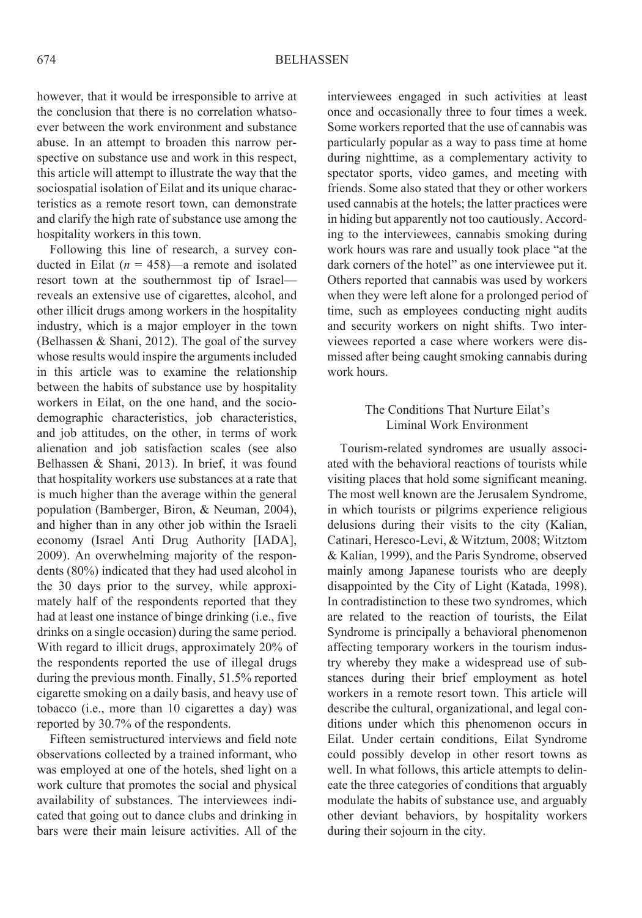however, that it would be irresponsible to arrive at the conclusion that there is no correlation whatsoever between the work environment and substance abuse. In an attempt to broaden this narrow perspective on substance use and work in this respect, this article will attempt to illustrate the way that the sociospatial isolation of Eilat and its unique characteristics as a remote resort town, can demonstrate and clarify the high rate of substance use among the hospitality workers in this town.

Following this line of research, a survey conducted in Eilat ($n$ = 458)—a remote and isolated resort town at the southernmost tip of Israel—reveals an extensive use of cigarettes, alcohol, and other illicit drugs among workers in the hospitality industry, which is a major employer in the town (Belhassen & Shani, 2012). The goal of the survey whose results would inspire the arguments included in this article was to examine the relationship between the habits of substance use by hospitality workers in Eilat, on the one hand, and the sociodemographic characteristics, job characteristics, and job attitudes, on the other, in terms of work alienation and job satisfaction scales (see also Belhassen & Shani, 2013). In brief, it was found that hospitality workers use substances at a rate that is much higher than the average within the general population (Bamberger, Biron, & Neuman, 2004), and higher than in any other job within the Israeli economy (Israel Anti Drug Authority [IADA], 2009). An overwhelming majority of the respondents (80%) indicated that they had used alcohol in the 30 days prior to the survey, while approximately half of the respondents reported that they had at least one instance of binge drinking (i.e., five drinks on a single occasion) during the same period. With regard to illicit drugs, approximately 20% of the respondents reported the use of illegal drugs during the previous month. Finally, 51.5% reported cigarette smoking on a daily basis, and heavy use of tobacco (i.e., more than 10 cigarettes a day) was reported by 30.7% of the respondents.

Fifteen semistructured interviews and field note observations collected by a trained informant, who was employed at one of the hotels, shed light on a work culture that promotes the social and physical availability of substances. The interviewees indicated that going out to dance clubs and drinking in bars were their main leisure activities. All of the interviewees engaged in such activities at least once and occasionally three to four times a week. Some workers reported that the use of cannabis was particularly popular as a way to pass time at home during nighttime, as a complementary activity to spectator sports, video games, and meeting with friends. Some also stated that they or other workers used cannabis at the hotels; the latter practices were in hiding but apparently not too cautiously. According to the interviewees, cannabis smoking during work hours was rare and usually took place "at the dark corners of the hotel" as one interviewee put it. Others reported that cannabis was used by workers when they were left alone for a prolonged period of time, such as employees conducting night audits and security workers on night shifts. Two interviewees reported a case where workers were dismissed after being caught smoking cannabis during work hours.

## The Conditions That Nurture Eilat's Liminal Work Environment

Tourism-related syndromes are usually associated with the behavioral reactions of tourists while visiting places that hold some significant meaning. The most well known are the Jerusalem Syndrome, in which tourists or pilgrims experience religious delusions during their visits to the city (Kalian, Catinari, Heresco-Levi, & Witztum, 2008; Witztom & Kalian, 1999), and the Paris Syndrome, observed mainly among Japanese tourists who are deeply disappointed by the City of Light (Katada, 1998). In contradistinction to these two syndromes, which are related to the reaction of tourists, the Eilat Syndrome is principally a behavioral phenomenon affecting temporary workers in the tourism industry whereby they make a widespread use of substances during their brief employment as hotel workers in a remote resort town. This article will describe the cultural, organizational, and legal conditions under which this phenomenon occurs in Eilat. Under certain conditions, Eilat Syndrome could possibly develop in other resort towns as well. In what follows, this article attempts to delineate the three categories of conditions that arguably modulate the habits of substance use, and arguably other deviant behaviors, by hospitality workers during their sojourn in the city.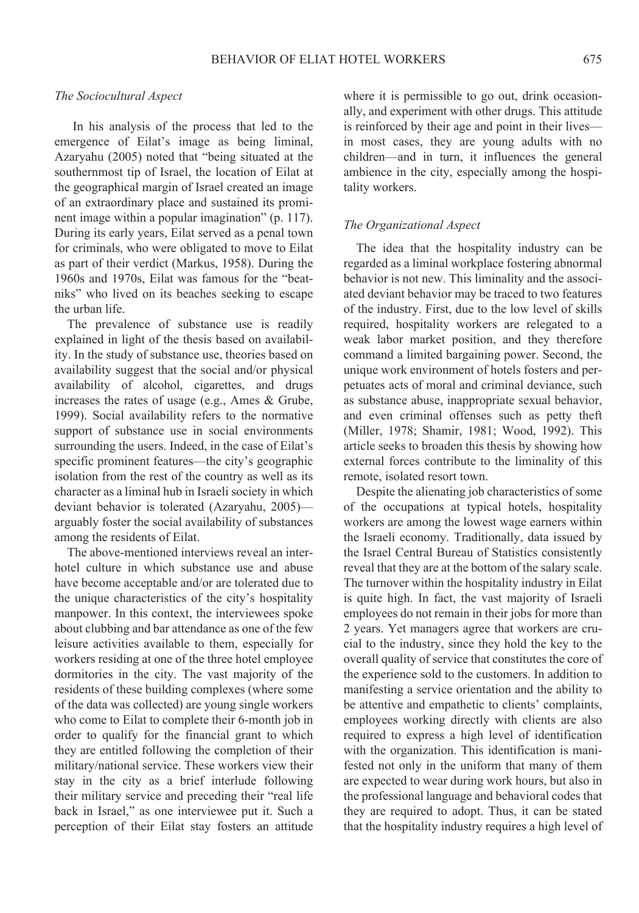### *The Sociocultural Aspect*

In his analysis of the process that led to the emergence of Eilat's image as being liminal, Azaryahu (2005) noted that "being situated at the southernmost tip of Israel, the location of Eilat at the geographical margin of Israel created an image of an extraordinary place and sustained its prominent image within a popular imagination" (p. 117). During its early years, Eilat served as a penal town for criminals, who were obligated to move to Eilat as part of their verdict (Markus, 1958). During the 1960s and 1970s, Eilat was famous for the "beatniks" who lived on its beaches seeking to escape the urban life.

The prevalence of substance use is readily explained in light of the thesis based on availability. In the study of substance use, theories based on availability suggest that the social and/or physical availability of alcohol, cigarettes, and drugs increases the rates of usage (e.g., Ames & Grube, 1999). Social availability refers to the normative support of substance use in social environments surrounding the users. Indeed, in the case of Eilat's specific prominent features—the city's geographic isolation from the rest of the country as well as its character as a liminal hub in Israeli society in which deviant behavior is tolerated (Azaryahu, 2005)—arguably foster the social availability of substances among the residents of Eilat.

The above-mentioned interviews reveal an inter-hotel culture in which substance use and abuse have become acceptable and/or are tolerated due to the unique characteristics of the city's hospitality manpower. In this context, the interviewees spoke about clubbing and bar attendance as one of the few leisure activities available to them, especially for workers residing at one of the three hotel employee dormitories in the city. The vast majority of the residents of these building complexes (where some of the data was collected) are young single workers who come to Eilat to complete their 6-month job in order to qualify for the financial grant to which they are entitled following the completion of their military/national service. These workers view their stay in the city as a brief interlude following their military service and preceding their "real life back in Israel," as one interviewee put it. Such a perception of their Eilat stay fosters an attitude where it is permissible to go out, drink occasionally, and experiment with other drugs. This attitude is reinforced by their age and point in their lives—in most cases, they are young adults with no children—and in turn, it influences the general ambience in the city, especially among the hospitality workers.

### *The Organizational Aspect*

The idea that the hospitality industry can be regarded as a liminal workplace fostering abnormal behavior is not new. This liminality and the associated deviant behavior may be traced to two features of the industry. First, due to the low level of skills required, hospitality workers are relegated to a weak labor market position, and they therefore command a limited bargaining power. Second, the unique work environment of hotels fosters and perpetuates acts of moral and criminal deviance, such as substance abuse, inappropriate sexual behavior, and even criminal offenses such as petty theft (Miller, 1978; Shamir, 1981; Wood, 1992). This article seeks to broaden this thesis by showing how external forces contribute to the liminality of this remote, isolated resort town.

Despite the alienating job characteristics of some of the occupations at typical hotels, hospitality workers are among the lowest wage earners within the Israeli economy. Traditionally, data issued by the Israel Central Bureau of Statistics consistently reveal that they are at the bottom of the salary scale. The turnover within the hospitality industry in Eilat is quite high. In fact, the vast majority of Israeli employees do not remain in their jobs for more than 2 years. Yet managers agree that workers are crucial to the industry, since they hold the key to the overall quality of service that constitutes the core of the experience sold to the customers. In addition to manifesting a service orientation and the ability to be attentive and empathetic to clients' complaints, employees working directly with clients are also required to express a high level of identification with the organization. This identification is manifested not only in the uniform that many of them are expected to wear during work hours, but also in the professional language and behavioral codes that they are required to adopt. Thus, it can be stated that the hospitality industry requires a high level of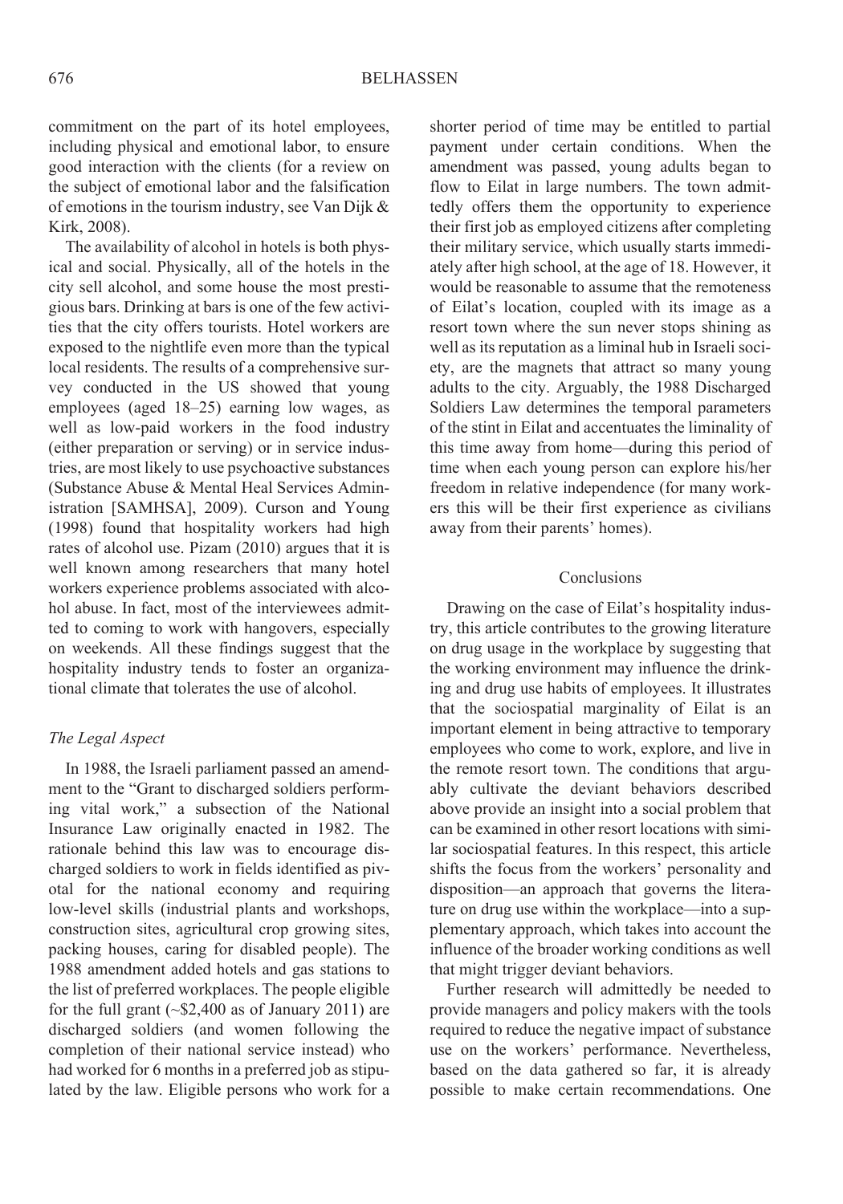commitment on the part of its hotel employees, including physical and emotional labor, to ensure good interaction with the clients (for a review on the subject of emotional labor and the falsification of emotions in the tourism industry, see Van Dijk & Kirk, 2008).

The availability of alcohol in hotels is both physical and social. Physically, all of the hotels in the city sell alcohol, and some house the most prestigious bars. Drinking at bars is one of the few activities that the city offers tourists. Hotel workers are exposed to the nightlife even more than the typical local residents. The results of a comprehensive survey conducted in the US showed that young employees (aged 18–25) earning low wages, as well as low-paid workers in the food industry (either preparation or serving) or in service industries, are most likely to use psychoactive substances (Substance Abuse & Mental Heal Services Administration [SAMHSA], 2009). Curson and Young (1998) found that hospitality workers had high rates of alcohol use. Pizam (2010) argues that it is well known among researchers that many hotel workers experience problems associated with alcohol abuse. In fact, most of the interviewees admitted to coming to work with hangovers, especially on weekends. All these findings suggest that the hospitality industry tends to foster an organizational climate that tolerates the use of alcohol.

### *The Legal Aspect*

In 1988, the Israeli parliament passed an amendment to the "Grant to discharged soldiers performing vital work," a subsection of the National Insurance Law originally enacted in 1982. The rationale behind this law was to encourage discharged soldiers to work in fields identified as pivotal for the national economy and requiring low-level skills (industrial plants and workshops, construction sites, agricultural crop growing sites, packing houses, caring for disabled people). The 1988 amendment added hotels and gas stations to the list of preferred workplaces. The people eligible for the full grant (~$2,400 as of January 2011) are discharged soldiers (and women following the completion of their national service instead) who had worked for 6 months in a preferred job as stipulated by the law. Eligible persons who work for a shorter period of time may be entitled to partial payment under certain conditions. When the amendment was passed, young adults began to flow to Eilat in large numbers. The town admittedly offers them the opportunity to experience their first job as employed citizens after completing their military service, which usually starts immediately after high school, at the age of 18. However, it would be reasonable to assume that the remoteness of Eilat's location, coupled with its image as a resort town where the sun never stops shining as well as its reputation as a liminal hub in Israeli society, are the magnets that attract so many young adults to the city. Arguably, the 1988 Discharged Soldiers Law determines the temporal parameters of the stint in Eilat and accentuates the liminality of this time away from home—during this period of time when each young person can explore his/her freedom in relative independence (for many workers this will be their first experience as civilians away from their parents' homes).

## Conclusions

Drawing on the case of Eilat's hospitality industry, this article contributes to the growing literature on drug usage in the workplace by suggesting that the working environment may influence the drinking and drug use habits of employees. It illustrates that the sociospatial marginality of Eilat is an important element in being attractive to temporary employees who come to work, explore, and live in the remote resort town. The conditions that arguably cultivate the deviant behaviors described above provide an insight into a social problem that can be examined in other resort locations with similar sociospatial features. In this respect, this article shifts the focus from the workers' personality and disposition—an approach that governs the literature on drug use within the workplace—into a supplementary approach, which takes into account the influence of the broader working conditions as well that might trigger deviant behaviors.

Further research will admittedly be needed to provide managers and policy makers with the tools required to reduce the negative impact of substance use on the workers' performance. Nevertheless, based on the data gathered so far, it is already possible to make certain recommendations. One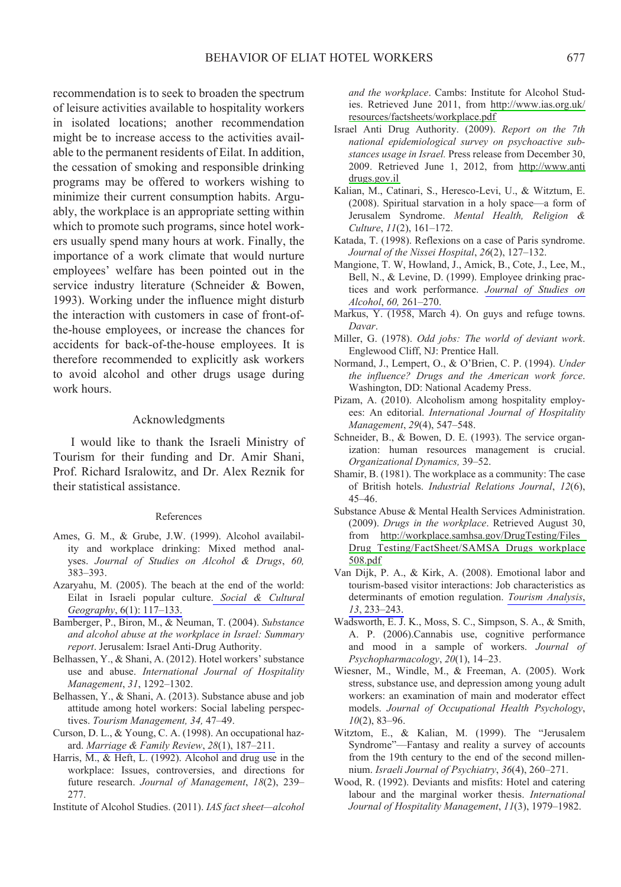recommendation is to seek to broaden the spectrum of leisure activities available to hospitality workers in isolated locations; another recommendation might be to increase access to the activities available to the permanent residents of Eilat. In addition, the cessation of smoking and responsible drinking programs may be offered to workers wishing to minimize their current consumption habits. Arguably, the workplace is an appropriate setting within which to promote such programs, since hotel workers usually spend many hours at work. Finally, the importance of a work climate that would nurture employees' welfare has been pointed out in the service industry literature (Schneider & Bowen, 1993). Working under the influence might disturb the interaction with customers in case of front-of-the-house employees, or increase the chances for accidents for back-of-the-house employees. It is therefore recommended to explicitly ask workers to avoid alcohol and other drugs usage during work hours.

## Acknowledgments

I would like to thank the Israeli Ministry of Tourism for their funding and Dr. Amir Shani, Prof. Richard Isralowitz, and Dr. Alex Reznik for their statistical assistance.

## References

Ames, G. M., & Grube, J.W. (1999). Alcohol availability and workplace drinking: Mixed method analyses. *Journal of Studies on Alcohol & Drugs*, *60,* 383–393.

Azaryahu, M. (2005). The beach at the end of the world: Eilat in Israeli popular culture. *Social & Cultural Geography*, 6(1): 117–133.

Bamberger, P., Biron, M., & Neuman, T. (2004). *Substance and alcohol abuse at the workplace in Israel: Summary report*. Jerusalem: Israel Anti-Drug Authority.

Belhassen, Y., & Shani, A. (2012). Hotel workers' substance use and abuse. *International Journal of Hospitality Management*, *31*, 1292–1302.

Belhassen, Y., & Shani, A. (2013). Substance abuse and job attitude among hotel workers: Social labeling perspectives. *Tourism Management, 34,* 47–49.

Curson, D. L., & Young, C. A. (1998). An occupational hazard. *Marriage & Family Review*, *28*(1), 187–211.

Harris, M., & Heft, L. (1992). Alcohol and drug use in the workplace: Issues, controversies, and directions for future research. *Journal of Management*, *18*(2), 239–277.

Institute of Alcohol Studies. (2011). *IAS fact sheet—alcohol and the workplace*. Cambs: Institute for Alcohol Studies. Retrieved June 2011, from http://www.ias.org.uk/resources/factsheets/workplace.pdf

Israel Anti Drug Authority. (2009). *Report on the 7th national epidemiological survey on psychoactive substances usage in Israel.* Press release from December 30, 2009. Retrieved June 1, 2012, from http://www.antidrugs.gov.il

Kalian, M., Catinari, S., Heresco-Levi, U., & Witztum, E. (2008). Spiritual starvation in a holy space—a form of Jerusalem Syndrome. *Mental Health, Religion & Culture*, *11*(2), 161–172.

Katada, T. (1998). Reflexions on a case of Paris syndrome. *Journal of the Nissei Hospital*, *26*(2), 127–132.

Mangione, T. W, Howland, J., Amick, B., Cote, J., Lee, M., Bell, N., & Levine, D. (1999). Employee drinking practices and work performance. *Journal of Studies on Alcohol*, *60,* 261–270.

Markus, Y. (1958, March 4). On guys and refuge towns. *Davar*.

Miller, G. (1978). *Odd jobs: The world of deviant work*. Englewood Cliff, NJ: Prentice Hall.

Normand, J., Lempert, O., & O'Brien, C. P. (1994). *Under the influence? Drugs and the American work force*. Washington, DD: National Academy Press.

Pizam, A. (2010). Alcoholism among hospitality employees: An editorial. *International Journal of Hospitality Management*, *29*(4), 547–548.

Schneider, B., & Bowen, D. E. (1993). The service organization: human resources management is crucial. *Organizational Dynamics,* 39–52.

Shamir, B. (1981). The workplace as a community: The case of British hotels. *Industrial Relations Journal*, *12*(6), 45–46.

Substance Abuse & Mental Health Services Administration. (2009). *Drugs in the workplace*. Retrieved August 30, from http://workplace.samhsa.gov/DrugTesting/Files_Drug_Testing/FactSheet/SAMSA_Drugs_workplace508.pdf

Van Dijk, P. A., & Kirk, A. (2008). Emotional labor and tourism-based visitor interactions: Job characteristics as determinants of emotion regulation. *Tourism Analysis*, *13*, 233–243.

Wadsworth, E. J. K., Moss, S. C., Simpson, S. A., & Smith, A. P. (2006).Cannabis use, cognitive performance and mood in a sample of workers. *Journal of Psychopharmacology*, *20*(1), 14–23.

Wiesner, M., Windle, M., & Freeman, A. (2005). Work stress, substance use, and depression among young adult workers: an examination of main and moderator effect models. *Journal of Occupational Health Psychology*, *10*(2), 83–96.

Witztom, E., & Kalian, M. (1999). The "Jerusalem Syndrome"—Fantasy and reality a survey of accounts from the 19th century to the end of the second millennium. *Israeli Journal of Psychiatry*, *36*(4), 260–271.

Wood, R. (1992). Deviants and misfits: Hotel and catering labour and the marginal worker thesis. *International Journal of Hospitality Management*, *11*(3), 1979–1982.